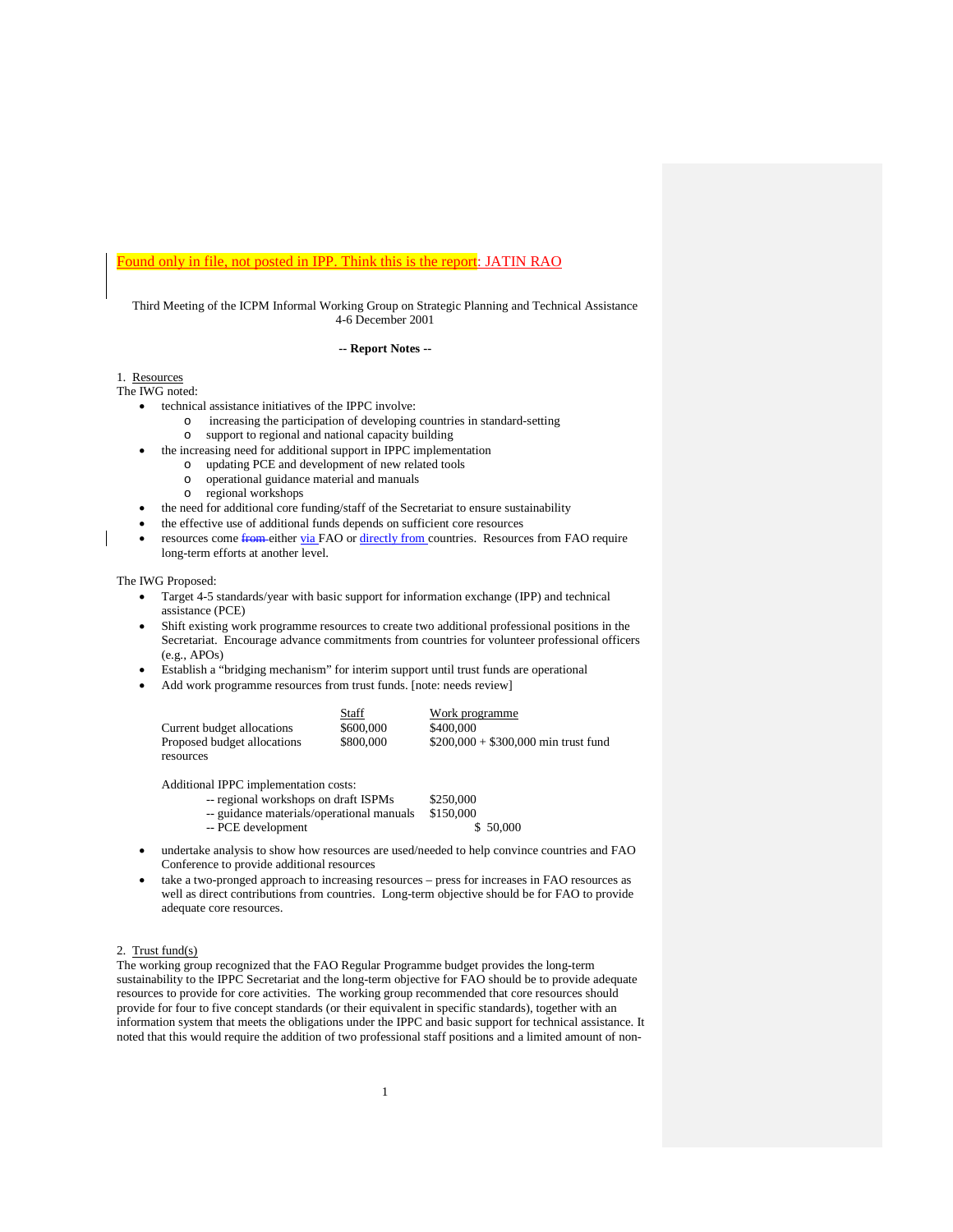Found only in file, not posted in IPP. Think this is the report: JATIN RAO

Third Meeting of the ICPM Informal Working Group on Strategic Planning and Technical Assistance
4-6 December 2001

**-- Report Notes --**

1. Resources

The IWG noted:

- technical assistance initiatives of the IPPC involve:
  - increasing the participation of developing countries in standard-setting
  - support to regional and national capacity building
- the increasing need for additional support in IPPC implementation
  - updating PCE and development of new related tools
  - operational guidance material and manuals
  - regional workshops
- the need for additional core funding/staff of the Secretariat to ensure sustainability
- the effective use of additional funds depends on sufficient core resources
- resources come ~~from~~ either via FAO or directly from countries. Resources from FAO require long-term efforts at another level.

The IWG Proposed:

- Target 4-5 standards/year with basic support for information exchange (IPP) and technical assistance (PCE)
- Shift existing work programme resources to create two additional professional positions in the Secretariat. Encourage advance commitments from countries for volunteer professional officers (e.g., APOs)
- Establish a "bridging mechanism" for interim support until trust funds are operational
- Add work programme resources from trust funds. [note: needs review]

| | Staff | Work programme |
|---|---|---|
| Current budget allocations | $600,000 | $400,000 |
| Proposed budget allocations resources | $800,000 | $200,000 + $300,000 min trust fund |

Additional IPPC implementation costs:

| | |
|---|---|
| -- regional workshops on draft ISPMs | $250,000 |
| -- guidance materials/operational manuals | $150,000 |
| -- PCE development | $ 50,000 |

- undertake analysis to show how resources are used/needed to help convince countries and FAO Conference to provide additional resources
- take a two-pronged approach to increasing resources – press for increases in FAO resources as well as direct contributions from countries. Long-term objective should be for FAO to provide adequate core resources.

2. Trust fund(s)

The working group recognized that the FAO Regular Programme budget provides the long-term sustainability to the IPPC Secretariat and the long-term objective for FAO should be to provide adequate resources to provide for core activities. The working group recommended that core resources should provide for four to five concept standards (or their equivalent in specific standards), together with an information system that meets the obligations under the IPPC and basic support for technical assistance. It noted that this would require the addition of two professional staff positions and a limited amount of non-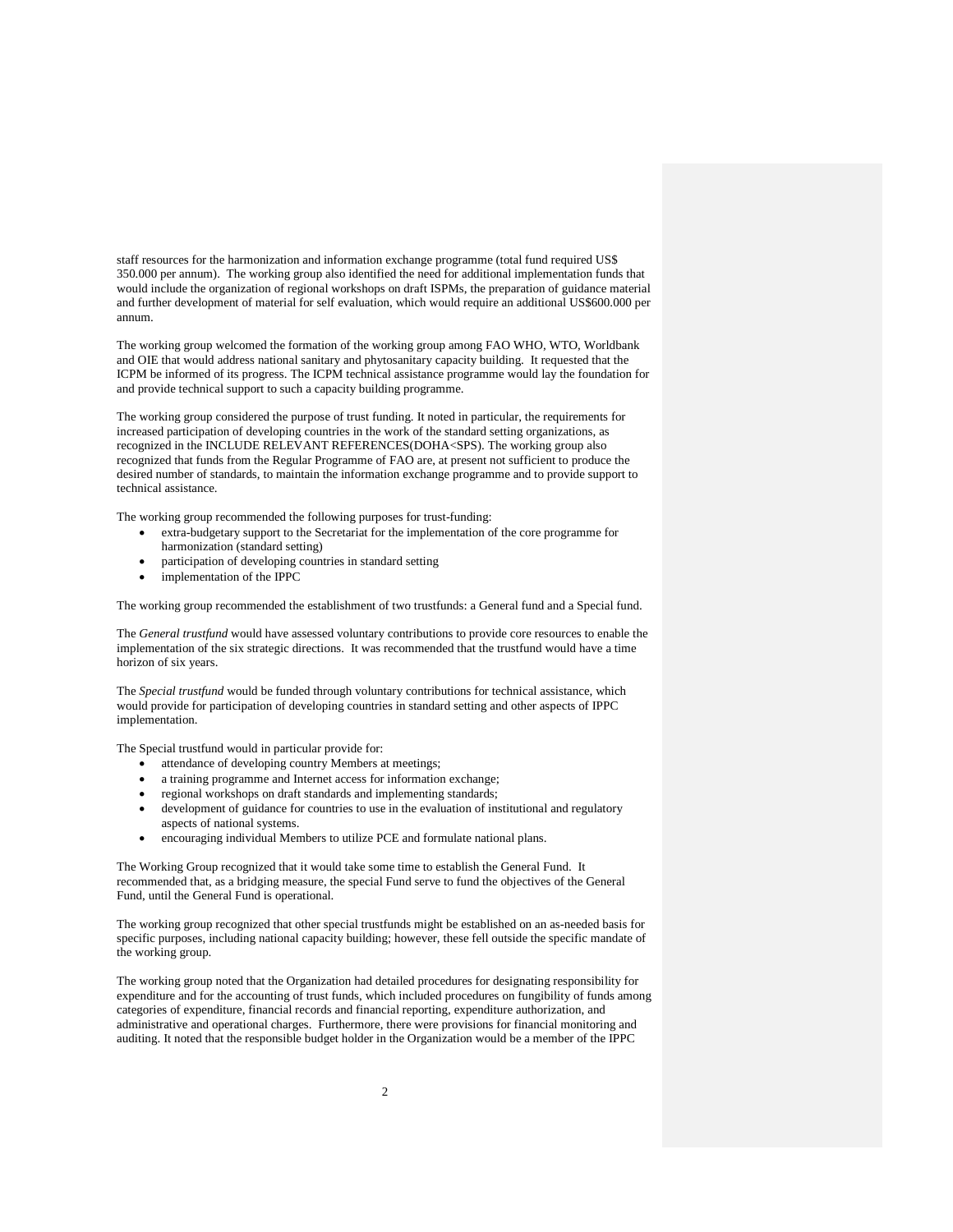staff resources for the harmonization and information exchange programme (total fund required US$ 350.000 per annum). The working group also identified the need for additional implementation funds that would include the organization of regional workshops on draft ISPMs, the preparation of guidance material and further development of material for self evaluation, which would require an additional US$600.000 per annum.

The working group welcomed the formation of the working group among FAO WHO, WTO, Worldbank and OIE that would address national sanitary and phytosanitary capacity building. It requested that the ICPM be informed of its progress. The ICPM technical assistance programme would lay the foundation for and provide technical support to such a capacity building programme.

The working group considered the purpose of trust funding. It noted in particular, the requirements for increased participation of developing countries in the work of the standard setting organizations, as recognized in the INCLUDE RELEVANT REFERENCES(DOHA<SPS). The working group also recognized that funds from the Regular Programme of FAO are, at present not sufficient to produce the desired number of standards, to maintain the information exchange programme and to provide support to technical assistance.

The working group recommended the following purposes for trust-funding:

- extra-budgetary support to the Secretariat for the implementation of the core programme for harmonization (standard setting)
- participation of developing countries in standard setting
- implementation of the IPPC

The working group recommended the establishment of two trustfunds: a General fund and a Special fund.

The *General trustfund* would have assessed voluntary contributions to provide core resources to enable the implementation of the six strategic directions. It was recommended that the trustfund would have a time horizon of six years.

The *Special trustfund* would be funded through voluntary contributions for technical assistance, which would provide for participation of developing countries in standard setting and other aspects of IPPC implementation.

The Special trustfund would in particular provide for:

- attendance of developing country Members at meetings;
- a training programme and Internet access for information exchange;
- regional workshops on draft standards and implementing standards;
- development of guidance for countries to use in the evaluation of institutional and regulatory aspects of national systems.
- encouraging individual Members to utilize PCE and formulate national plans.

The Working Group recognized that it would take some time to establish the General Fund. It recommended that, as a bridging measure, the special Fund serve to fund the objectives of the General Fund, until the General Fund is operational.

The working group recognized that other special trustfunds might be established on an as-needed basis for specific purposes, including national capacity building; however, these fell outside the specific mandate of the working group.

The working group noted that the Organization had detailed procedures for designating responsibility for expenditure and for the accounting of trust funds, which included procedures on fungibility of funds among categories of expenditure, financial records and financial reporting, expenditure authorization, and administrative and operational charges. Furthermore, there were provisions for financial monitoring and auditing. It noted that the responsible budget holder in the Organization would be a member of the IPPC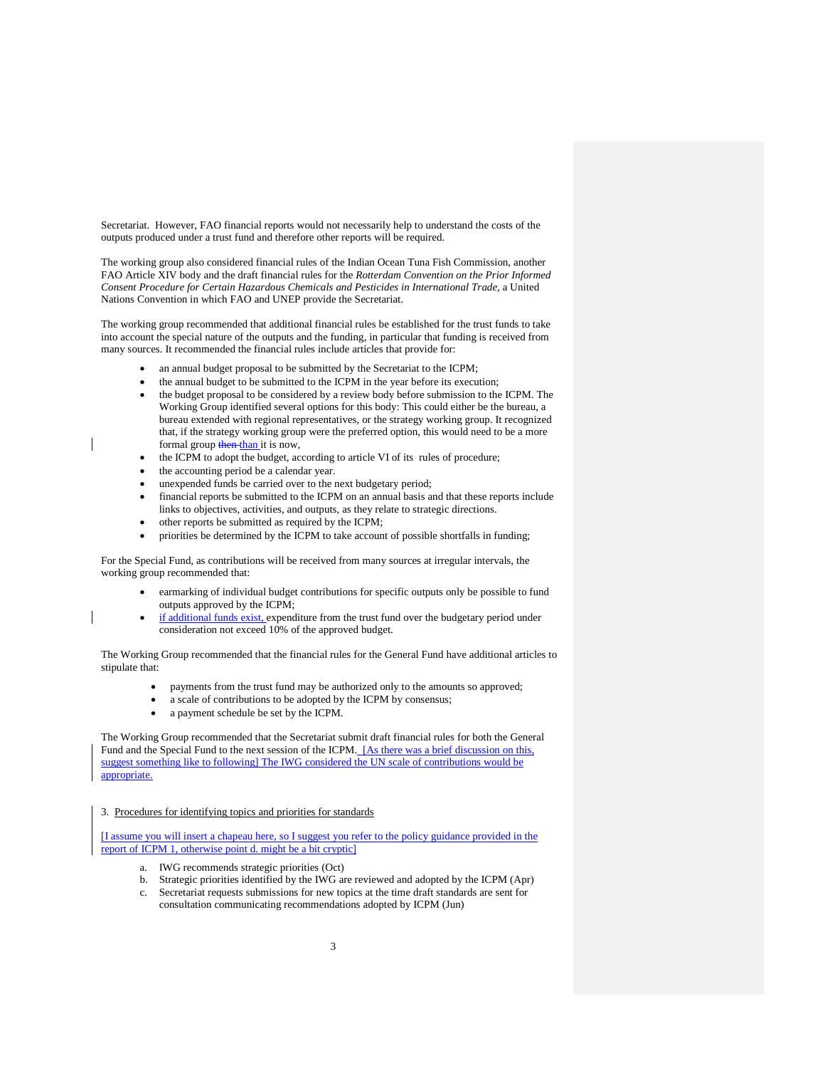Secretariat. However, FAO financial reports would not necessarily help to understand the costs of the outputs produced under a trust fund and therefore other reports will be required.

The working group also considered financial rules of the Indian Ocean Tuna Fish Commission, another FAO Article XIV body and the draft financial rules for the *Rotterdam Convention on the Prior Informed Consent Procedure for Certain Hazardous Chemicals and Pesticides in International Trade*, a United Nations Convention in which FAO and UNEP provide the Secretariat.

The working group recommended that additional financial rules be established for the trust funds to take into account the special nature of the outputs and the funding, in particular that funding is received from many sources. It recommended the financial rules include articles that provide for:

- an annual budget proposal to be submitted by the Secretariat to the ICPM;
- the annual budget to be submitted to the ICPM in the year before its execution;
- the budget proposal to be considered by a review body before submission to the ICPM. The Working Group identified several options for this body: This could either be the bureau, a bureau extended with regional representatives, or the strategy working group. It recognized that, if the strategy working group were the preferred option, this would need to be a more formal group ~~then~~ than it is now,
- the ICPM to adopt the budget, according to article VI of its rules of procedure;
- the accounting period be a calendar year.
- unexpended funds be carried over to the next budgetary period;
- financial reports be submitted to the ICPM on an annual basis and that these reports include links to objectives, activities, and outputs, as they relate to strategic directions.
- other reports be submitted as required by the ICPM;
- priorities be determined by the ICPM to take account of possible shortfalls in funding;

For the Special Fund, as contributions will be received from many sources at irregular intervals, the working group recommended that:

- earmarking of individual budget contributions for specific outputs only be possible to fund outputs approved by the ICPM;
- if additional funds exist, expenditure from the trust fund over the budgetary period under consideration not exceed 10% of the approved budget.

The Working Group recommended that the financial rules for the General Fund have additional articles to stipulate that:

- payments from the trust fund may be authorized only to the amounts so approved;
- a scale of contributions to be adopted by the ICPM by consensus;
- a payment schedule be set by the ICPM.

The Working Group recommended that the Secretariat submit draft financial rules for both the General Fund and the Special Fund to the next session of the ICPM. [As there was a brief discussion on this, suggest something like to following] The IWG considered the UN scale of contributions would be appropriate.

3. Procedures for identifying topics and priorities for standards

[I assume you will insert a chapeau here, so I suggest you refer to the policy guidance provided in the report of ICPM 1, otherwise point d. might be a bit cryptic]

a. IWG recommends strategic priorities (Oct)
b. Strategic priorities identified by the IWG are reviewed and adopted by the ICPM (Apr)
c. Secretariat requests submissions for new topics at the time draft standards are sent for consultation communicating recommendations adopted by ICPM (Jun)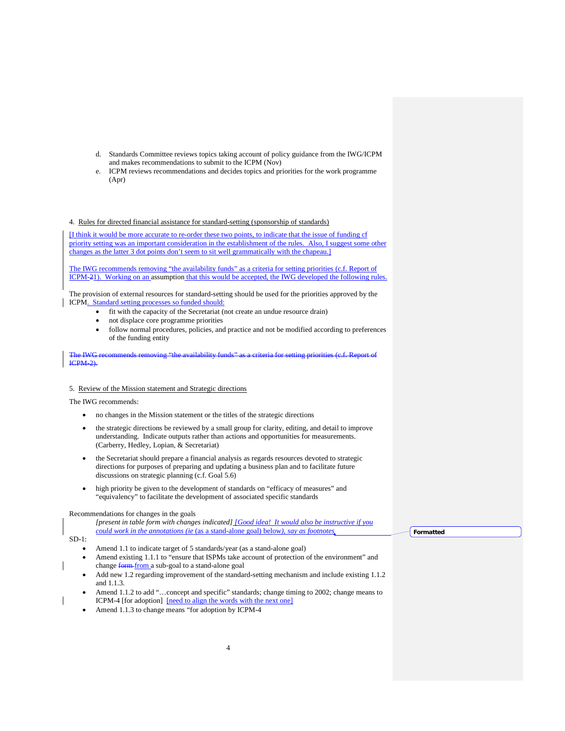d. Standards Committee reviews topics taking account of policy guidance from the IWG/ICPM and makes recommendations to submit to the ICPM (Nov)

e. ICPM reviews recommendations and decides topics and priorities for the work programme (Apr)

4. Rules for directed financial assistance for standard-setting (sponsorship of standards)

[I think it would be more accurate to re-order these two points, to indicate that the issue of funding cf priority setting was an important consideration in the establishment of the rules. Also, I suggest some other changes as the latter 3 dot points don't seem to sit well grammatically with the chapeau.]

The IWG recommends removing "the availability funds" as a criteria for setting priorities (c.f. Report of ICPM-21). Working on an assumption that this would be accepted, the IWG developed the following rules.

The provision of external resources for standard-setting should be used for the priorities approved by the ICPM. Standard setting processes so funded should:

- fit with the capacity of the Secretariat (not create an undue resource drain)
- not displace core programme priorities
- follow normal procedures, policies, and practice and not be modified according to preferences of the funding entity

~~The IWG recommends removing "the availability funds" as a criteria for setting priorities (c.f. Report of ICPM-2).~~

5. Review of the Mission statement and Strategic directions

The IWG recommends:

- no changes in the Mission statement or the titles of the strategic directions
- the strategic directions be reviewed by a small group for clarity, editing, and detail to improve understanding. Indicate outputs rather than actions and opportunities for measurements. (Carberry, Hedley, Lopian, & Secretariat)
- the Secretariat should prepare a financial analysis as regards resources devoted to strategic directions for purposes of preparing and updating a business plan and to facilitate future discussions on strategic planning (c.f. Goal 5.6)
- high priority be given to the development of standards on "efficacy of measures" and "equivalency" to facilitate the development of associated specific standards

Recommendations for changes in the goals

*[present in table form with changes indicated] [Good idea! It would also be instructive if you could work in the annotations (ie* (as a stand-alone goal) below)*, say as footnotes*

SD-1:

- Amend 1.1 to indicate target of 5 standards/year (as a stand-alone goal)
- Amend existing 1.1.1 to "ensure that ISPMs take account of protection of the environment" and change ~~form~~ from a sub-goal to a stand-alone goal
- Add new 1.2 regarding improvement of the standard-setting mechanism and include existing 1.1.2 and 1.1.3.
- Amend 1.1.2 to add "…concept and specific" standards; change timing to 2002; change means to ICPM-4 [for adoption] [need to align the words with the next one]
- Amend 1.1.3 to change means "for adoption by ICPM-4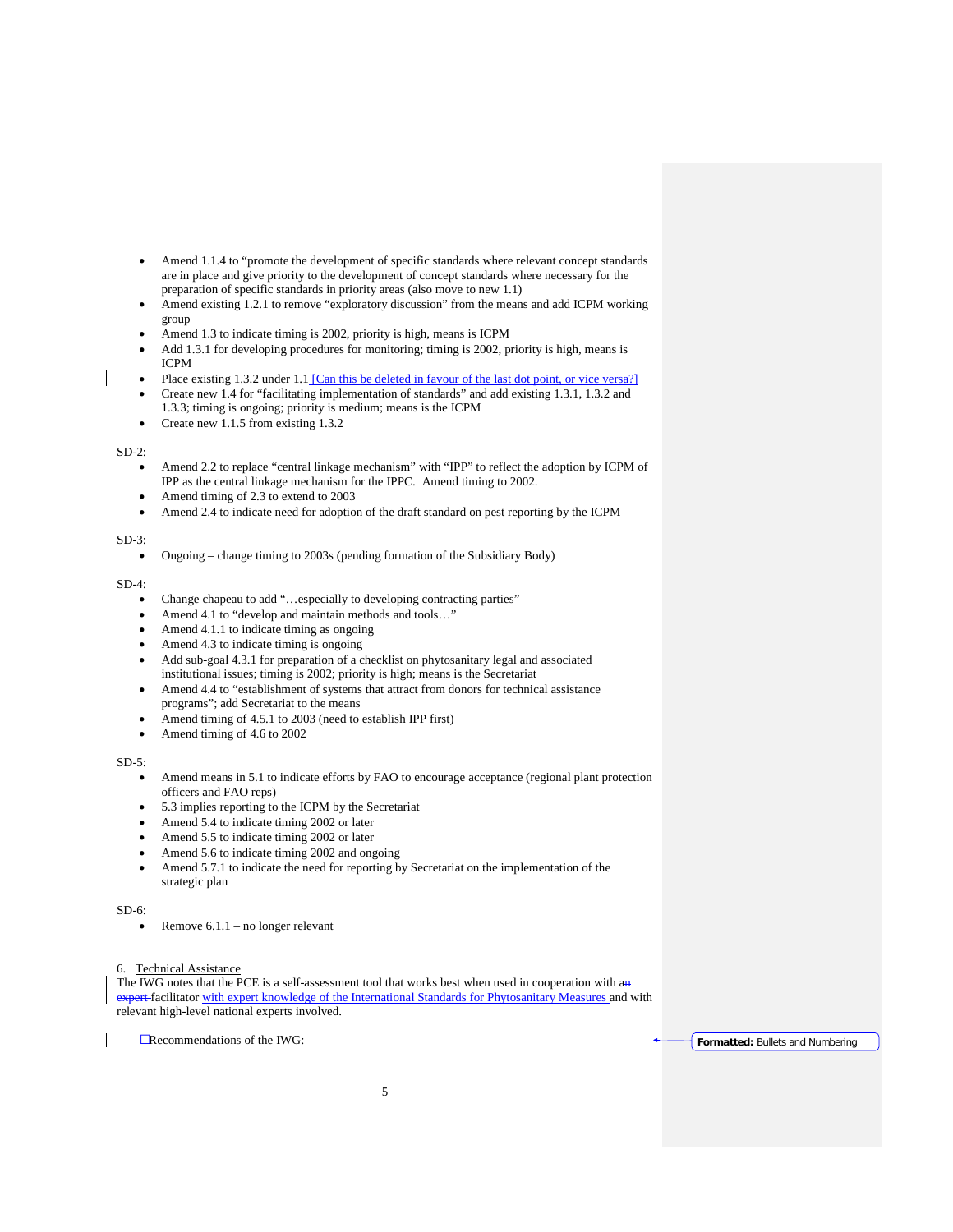- Amend 1.1.4 to "promote the development of specific standards where relevant concept standards are in place and give priority to the development of concept standards where necessary for the preparation of specific standards in priority areas (also move to new 1.1)
- Amend existing 1.2.1 to remove "exploratory discussion" from the means and add ICPM working group
- Amend 1.3 to indicate timing is 2002, priority is high, means is ICPM
- Add 1.3.1 for developing procedures for monitoring; timing is 2002, priority is high, means is ICPM
- Place existing 1.3.2 under 1.1 [Can this be deleted in favour of the last dot point, or vice versa?]
- Create new 1.4 for "facilitating implementation of standards" and add existing 1.3.1, 1.3.2 and 1.3.3; timing is ongoing; priority is medium; means is the ICPM
- Create new 1.1.5 from existing 1.3.2

SD-2:

- Amend 2.2 to replace "central linkage mechanism" with "IPP" to reflect the adoption by ICPM of IPP as the central linkage mechanism for the IPPC. Amend timing to 2002.
- Amend timing of 2.3 to extend to 2003
- Amend 2.4 to indicate need for adoption of the draft standard on pest reporting by the ICPM

SD-3:

- Ongoing – change timing to 2003s (pending formation of the Subsidiary Body)

SD-4:

- Change chapeau to add "…especially to developing contracting parties"
- Amend 4.1 to "develop and maintain methods and tools…"
- Amend 4.1.1 to indicate timing as ongoing
- Amend 4.3 to indicate timing is ongoing
- Add sub-goal 4.3.1 for preparation of a checklist on phytosanitary legal and associated institutional issues; timing is 2002; priority is high; means is the Secretariat
- Amend 4.4 to "establishment of systems that attract from donors for technical assistance programs"; add Secretariat to the means
- Amend timing of 4.5.1 to 2003 (need to establish IPP first)
- Amend timing of 4.6 to 2002

SD-5:

- Amend means in 5.1 to indicate efforts by FAO to encourage acceptance (regional plant protection officers and FAO reps)
- 5.3 implies reporting to the ICPM by the Secretariat
- Amend 5.4 to indicate timing 2002 or later
- Amend 5.5 to indicate timing 2002 or later
- Amend 5.6 to indicate timing 2002 and ongoing
- Amend 5.7.1 to indicate the need for reporting by Secretariat on the implementation of the strategic plan

SD-6:

- Remove 6.1.1 – no longer relevant

## 6. Technical Assistance

The IWG notes that the PCE is a self-assessment tool that works best when used in cooperation with a facilitator with expert knowledge of the International Standards for Phytosanitary Measures and with relevant high-level national experts involved.

Recommendations of the IWG: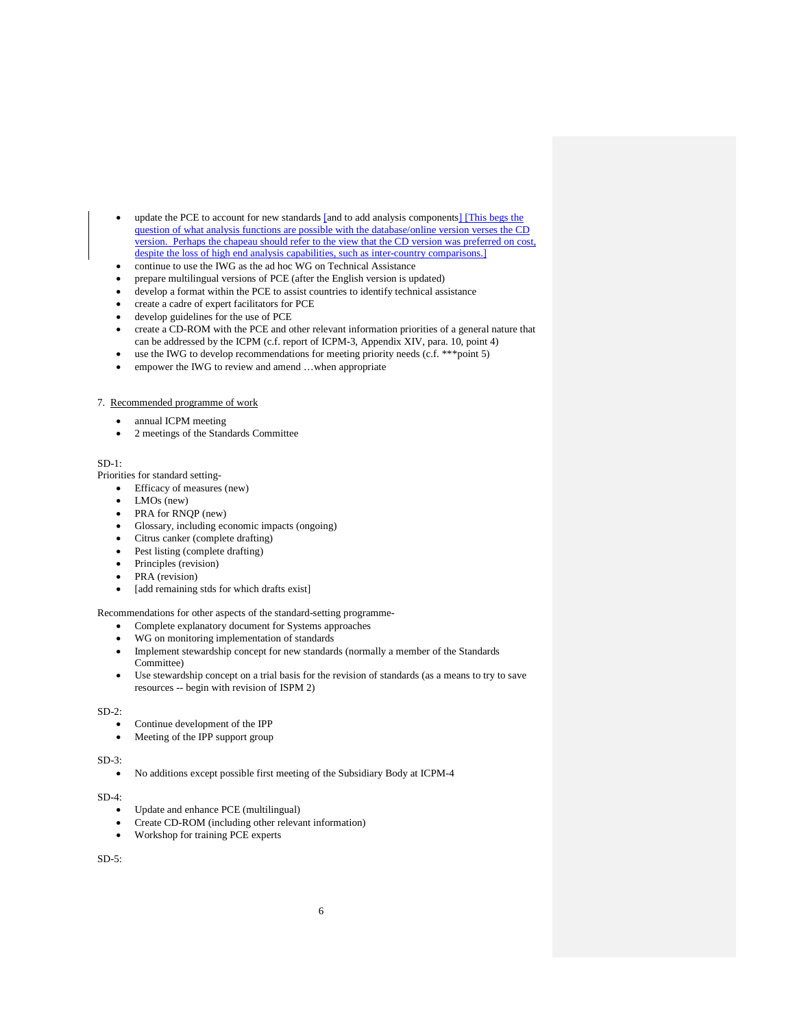- update the PCE to account for new standards [and to add analysis components] [This begs the question of what analysis functions are possible with the database/online version verses the CD version. Perhaps the chapeau should refer to the view that the CD version was preferred on cost, despite the loss of high end analysis capabilities, such as inter-country comparisons.]
- continue to use the IWG as the ad hoc WG on Technical Assistance
- prepare multilingual versions of PCE (after the English version is updated)
- develop a format within the PCE to assist countries to identify technical assistance
- create a cadre of expert facilitators for PCE
- develop guidelines for the use of PCE
- create a CD-ROM with the PCE and other relevant information priorities of a general nature that can be addressed by the ICPM (c.f. report of ICPM-3, Appendix XIV, para. 10, point 4)
- use the IWG to develop recommendations for meeting priority needs (c.f. ***point 5)
- empower the IWG to review and amend …when appropriate

7. Recommended programme of work

- annual ICPM meeting
- 2 meetings of the Standards Committee

SD-1:
Priorities for standard setting-

- Efficacy of measures (new)
- LMOs (new)
- PRA for RNQP (new)
- Glossary, including economic impacts (ongoing)
- Citrus canker (complete drafting)
- Pest listing (complete drafting)
- Principles (revision)
- PRA (revision)
- [add remaining stds for which drafts exist]

Recommendations for other aspects of the standard-setting programme-

- Complete explanatory document for Systems approaches
- WG on monitoring implementation of standards
- Implement stewardship concept for new standards (normally a member of the Standards Committee)
- Use stewardship concept on a trial basis for the revision of standards (as a means to try to save resources -- begin with revision of ISPM 2)

SD-2:

- Continue development of the IPP
- Meeting of the IPP support group

SD-3:

- No additions except possible first meeting of the Subsidiary Body at ICPM-4

SD-4:

- Update and enhance PCE (multilingual)
- Create CD-ROM (including other relevant information)
- Workshop for training PCE experts

SD-5: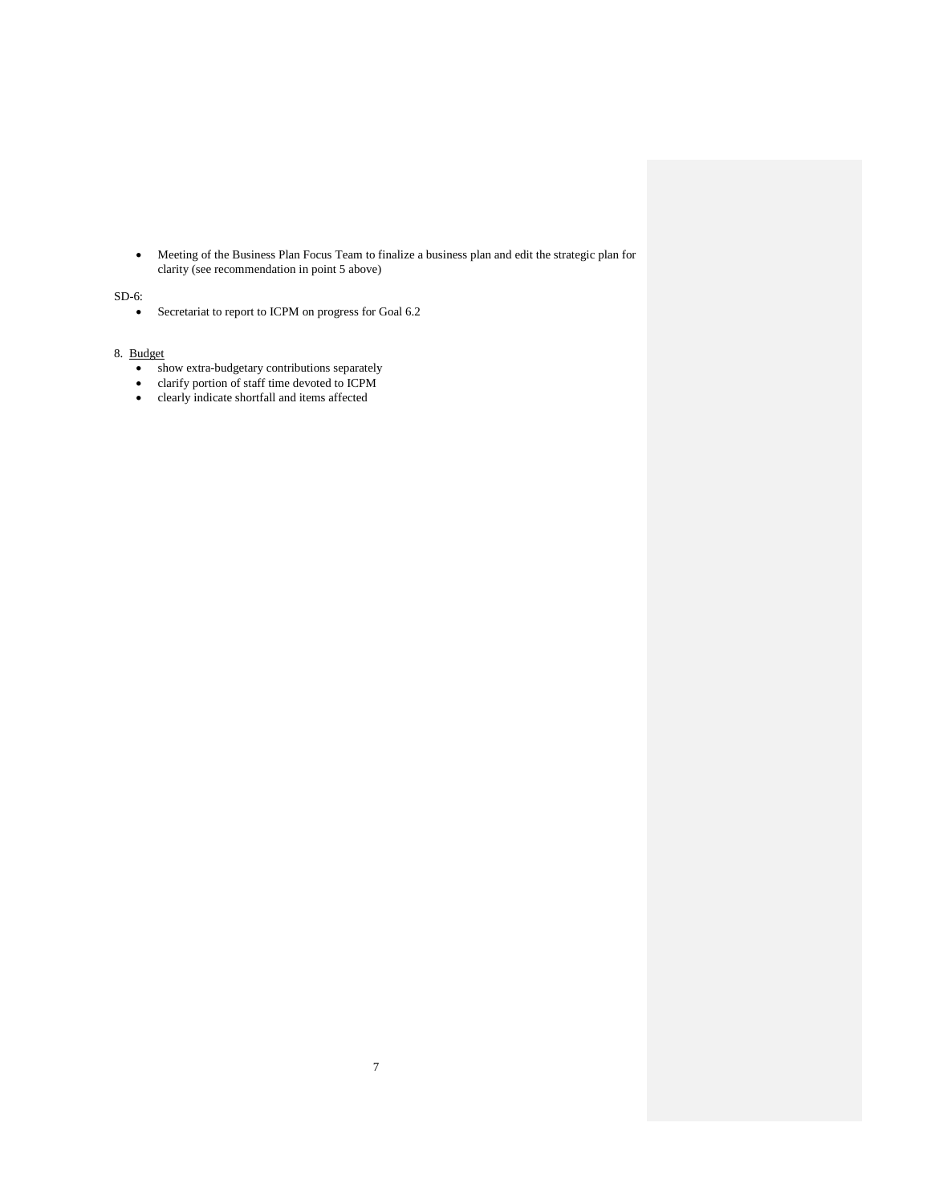- Meeting of the Business Plan Focus Team to finalize a business plan and edit the strategic plan for clarity (see recommendation in point 5 above)

SD-6:

- Secretariat to report to ICPM on progress for Goal 6.2

8. Budget
   - show extra-budgetary contributions separately
   - clarify portion of staff time devoted to ICPM
   - clearly indicate shortfall and items affected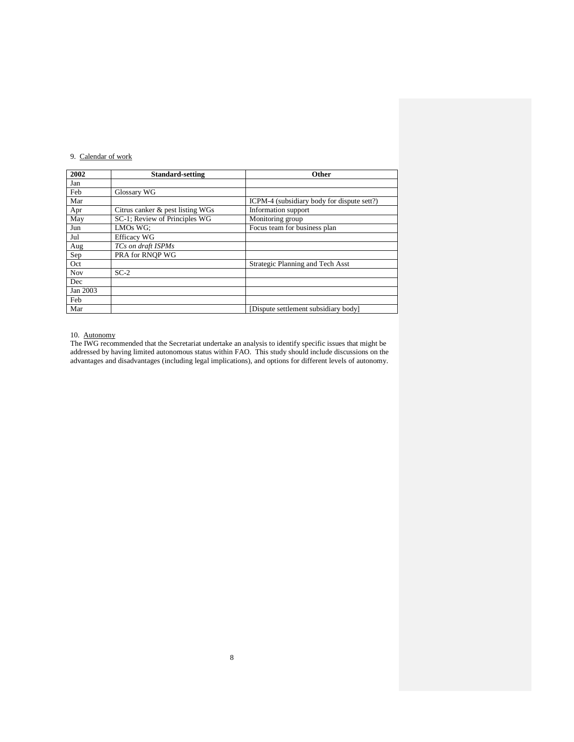9. Calendar of work

| 2002 | Standard-setting | Other |
|---|---|---|
| Jan | | |
| Feb | Glossary WG | |
| Mar | | ICPM-4 (subsidiary body for dispute sett?) |
| Apr | Citrus canker & pest listing WGs | Information support |
| May | SC-1; Review of Principles WG | Monitoring group |
| Jun | LMOs WG; | Focus team for business plan |
| Jul | Efficacy WG | |
| Aug | *TCs on draft ISPMs* | |
| Sep | PRA for RNQP WG | |
| Oct | | Strategic Planning and Tech Asst |
| Nov | SC-2 | |
| Dec | | |
| Jan 2003 | | |
| Feb | | |
| Mar | | [Dispute settlement subsidiary body] |

10. Autonomy

The IWG recommended that the Secretariat undertake an analysis to identify specific issues that might be addressed by having limited autonomous status within FAO. This study should include discussions on the advantages and disadvantages (including legal implications), and options for different levels of autonomy.